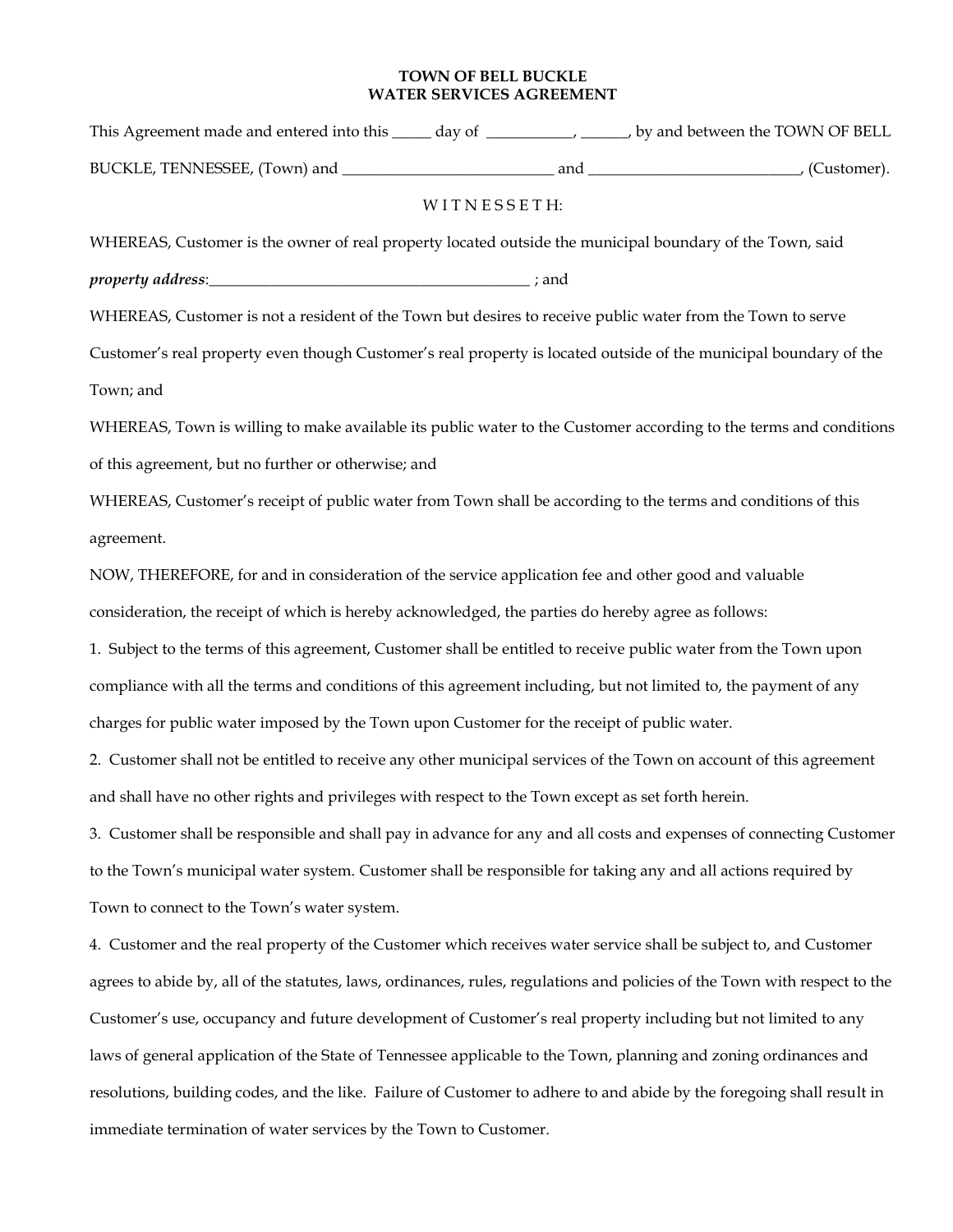# TOWN OF BELL BUCKLE
# WATER SERVICES AGREEMENT

This Agreement made and entered into this _____ day of ___________, ______, by and between the TOWN OF BELL BUCKLE, TENNESSEE, (Town) and ___________________________ and ___________________________, (Customer).

W I T N E S S E T H:

WHEREAS, Customer is the owner of real property located outside the municipal boundary of the Town, said *property address*:__________________________________________ ; and

WHEREAS, Customer is not a resident of the Town but desires to receive public water from the Town to serve Customer's real property even though Customer's real property is located outside of the municipal boundary of the Town; and

WHEREAS, Town is willing to make available its public water to the Customer according to the terms and conditions of this agreement, but no further or otherwise; and

WHEREAS, Customer's receipt of public water from Town shall be according to the terms and conditions of this agreement.

NOW, THEREFORE, for and in consideration of the service application fee and other good and valuable consideration, the receipt of which is hereby acknowledged, the parties do hereby agree as follows:

1. Subject to the terms of this agreement, Customer shall be entitled to receive public water from the Town upon compliance with all the terms and conditions of this agreement including, but not limited to, the payment of any charges for public water imposed by the Town upon Customer for the receipt of public water.

2. Customer shall not be entitled to receive any other municipal services of the Town on account of this agreement and shall have no other rights and privileges with respect to the Town except as set forth herein.

3. Customer shall be responsible and shall pay in advance for any and all costs and expenses of connecting Customer to the Town's municipal water system. Customer shall be responsible for taking any and all actions required by Town to connect to the Town's water system.

4. Customer and the real property of the Customer which receives water service shall be subject to, and Customer agrees to abide by, all of the statutes, laws, ordinances, rules, regulations and policies of the Town with respect to the Customer's use, occupancy and future development of Customer's real property including but not limited to any laws of general application of the State of Tennessee applicable to the Town, planning and zoning ordinances and resolutions, building codes, and the like. Failure of Customer to adhere to and abide by the foregoing shall result in immediate termination of water services by the Town to Customer.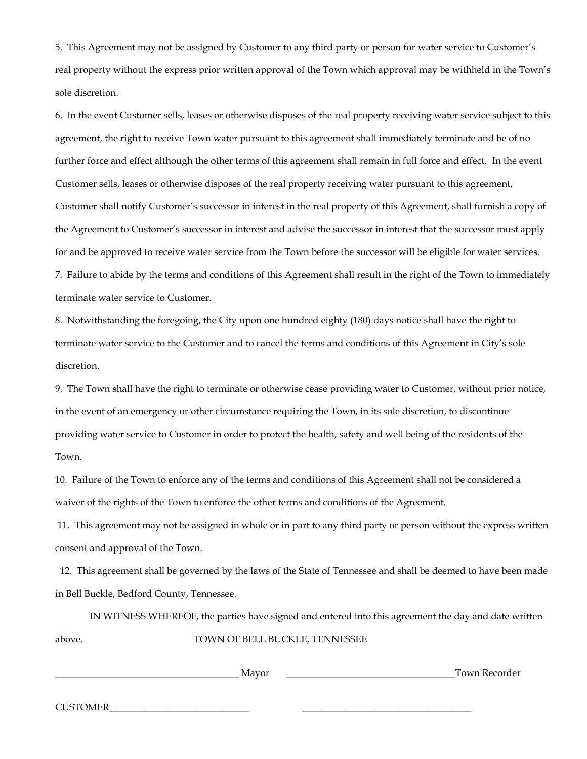5. This Agreement may not be assigned by Customer to any third party or person for water service to Customer's real property without the express prior written approval of the Town which approval may be withheld in the Town's sole discretion.

6. In the event Customer sells, leases or otherwise disposes of the real property receiving water service subject to this agreement, the right to receive Town water pursuant to this agreement shall immediately terminate and be of no further force and effect although the other terms of this agreement shall remain in full force and effect. In the event Customer sells, leases or otherwise disposes of the real property receiving water pursuant to this agreement, Customer shall notify Customer's successor in interest in the real property of this Agreement, shall furnish a copy of the Agreement to Customer's successor in interest and advise the successor in interest that the successor must apply for and be approved to receive water service from the Town before the successor will be eligible for water services.

7. Failure to abide by the terms and conditions of this Agreement shall result in the right of the Town to immediately terminate water service to Customer.

8. Notwithstanding the foregoing, the City upon one hundred eighty (180) days notice shall have the right to terminate water service to the Customer and to cancel the terms and conditions of this Agreement in City's sole discretion.

9. The Town shall have the right to terminate or otherwise cease providing water to Customer, without prior notice, in the event of an emergency or other circumstance requiring the Town, in its sole discretion, to discontinue providing water service to Customer in order to protect the health, safety and well being of the residents of the Town.

10. Failure of the Town to enforce any of the terms and conditions of this Agreement shall not be considered a waiver of the rights of the Town to enforce the other terms and conditions of the Agreement.

11. This agreement may not be assigned in whole or in part to any third party or person without the express written consent and approval of the Town.

12. This agreement shall be governed by the laws of the State of Tennessee and shall be deemed to have been made in Bell Buckle, Bedford County, Tennessee.

IN WITNESS WHEREOF, the parties have signed and entered into this agreement the day and date written above.

TOWN OF BELL BUCKLE, TENNESSEE

_______________________________________ Mayor _____________________________________Town Recorder

CUSTOMER______________________________ _____________________________________